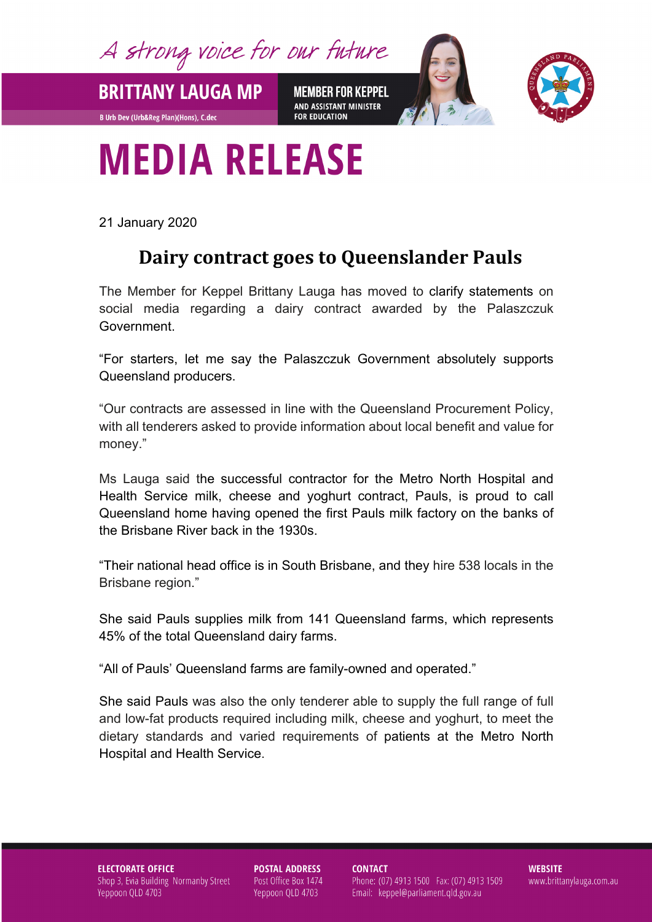A strong voice for our future

**BRITTANY LAUGA MP**

B Urb Dev (Urb&Reg Plan)(Hons), C.dec

**MEMBER FOR KEPPEL**
**AND ASSISTANT MINISTER FOR EDUCATION**

# MEDIA RELEASE

21 January 2020

## Dairy contract goes to Queenslander Pauls

The Member for Keppel Brittany Lauga has moved to clarify statements on social media regarding a dairy contract awarded by the Palaszczuk Government.

"For starters, let me say the Palaszczuk Government absolutely supports Queensland producers.

"Our contracts are assessed in line with the Queensland Procurement Policy, with all tenderers asked to provide information about local benefit and value for money."

Ms Lauga said the successful contractor for the Metro North Hospital and Health Service milk, cheese and yoghurt contract, Pauls, is proud to call Queensland home having opened the first Pauls milk factory on the banks of the Brisbane River back in the 1930s.

"Their national head office is in South Brisbane, and they hire 538 locals in the Brisbane region."

She said Pauls supplies milk from 141 Queensland farms, which represents 45% of the total Queensland dairy farms.

"All of Pauls' Queensland farms are family-owned and operated."

She said Pauls was also the only tenderer able to supply the full range of full and low-fat products required including milk, cheese and yoghurt, to meet the dietary standards and varied requirements of patients at the Metro North Hospital and Health Service.

**ELECTORATE OFFICE**
Shop 3, Evia Building Normanby Street
Yeppoon QLD 4703

**POSTAL ADDRESS**
Post Office Box 1474
Yeppoon QLD 4703

**CONTACT**
Phone: (07) 4913 1500 Fax: (07) 4913 1509
Email: keppel@parliament.qld.gov.au

**WEBSITE**
www.brittanylauga.com.au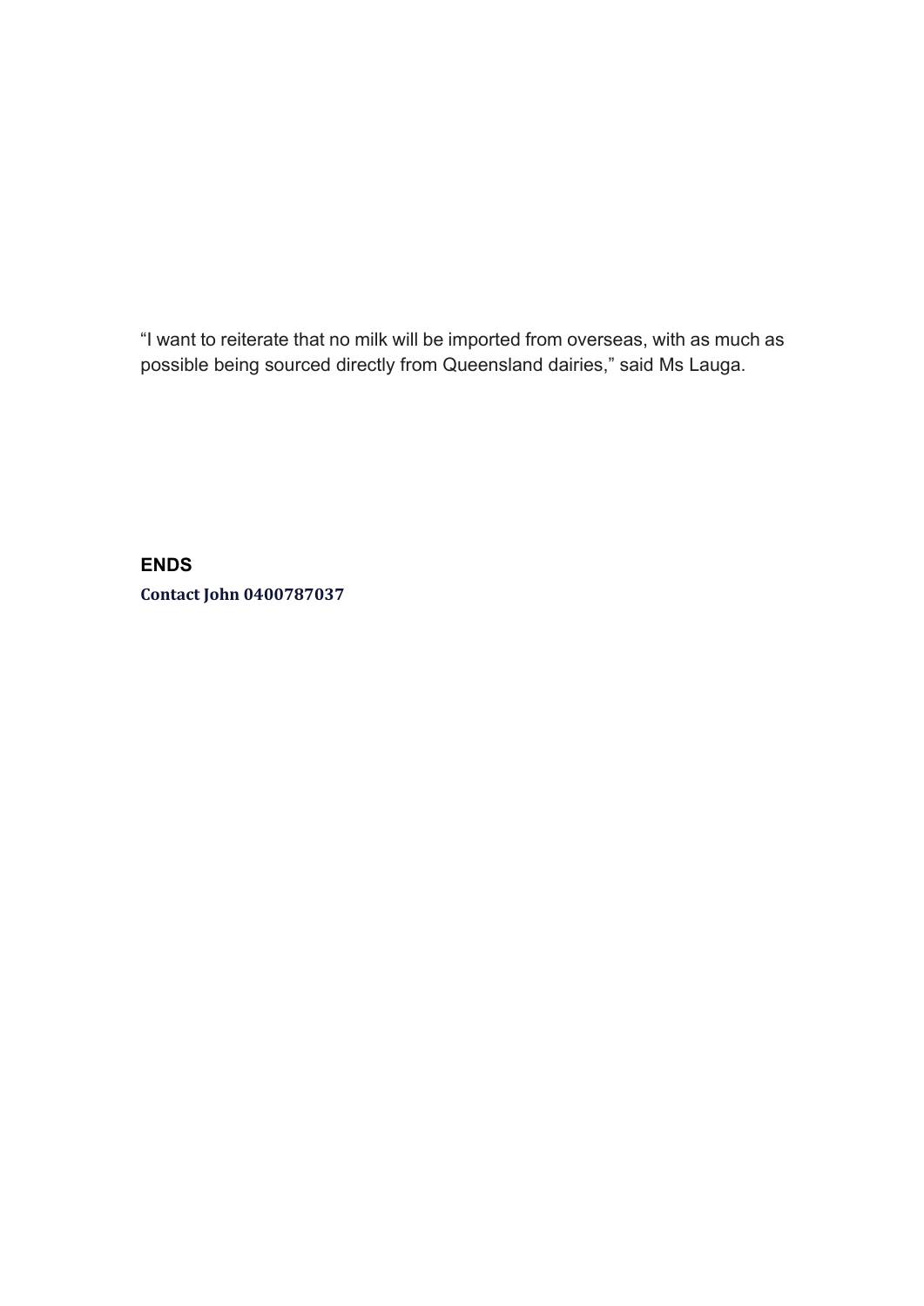"I want to reiterate that no milk will be imported from overseas, with as much as possible being sourced directly from Queensland dairies," said Ms Lauga.

**ENDS**

**Contact John 0400787037**